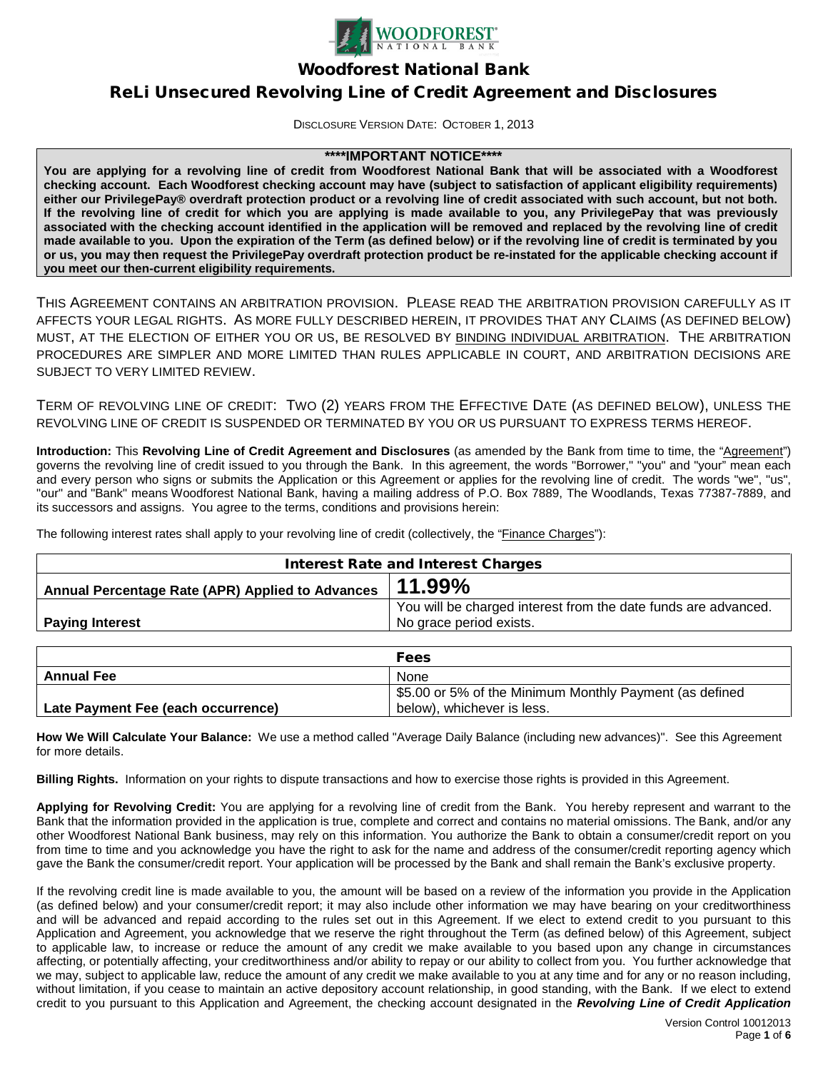# Woodforest National Bank

## ReLi Unsecured Revolving Line of Credit Agreement and Disclosures

DISCLOSURE VERSION DATE: OCTOBER 1, 2013

**\*\*\*\*IMPORTANT NOTICE\*\*\*\***

**You are applying for a revolving line of credit from Woodforest National Bank that will be associated with a Woodforest checking account. Each Woodforest checking account may have (subject to satisfaction of applicant eligibility requirements) either our PrivilegePay® overdraft protection product or a revolving line of credit associated with such account, but not both. If the revolving line of credit for which you are applying is made available to you, any PrivilegePay that was previously associated with the checking account identified in the application will be removed and replaced by the revolving line of credit made available to you. Upon the expiration of the Term (as defined below) or if the revolving line of credit is terminated by you or us, you may then request the PrivilegePay overdraft protection product be re-instated for the applicable checking account if you meet our then-current eligibility requirements.**

THIS AGREEMENT CONTAINS AN ARBITRATION PROVISION. PLEASE READ THE ARBITRATION PROVISION CAREFULLY AS IT AFFECTS YOUR LEGAL RIGHTS. AS MORE FULLY DESCRIBED HEREIN, IT PROVIDES THAT ANY CLAIMS (AS DEFINED BELOW) MUST, AT THE ELECTION OF EITHER YOU OR US, BE RESOLVED BY BINDING INDIVIDUAL ARBITRATION. THE ARBITRATION PROCEDURES ARE SIMPLER AND MORE LIMITED THAN RULES APPLICABLE IN COURT, AND ARBITRATION DECISIONS ARE SUBJECT TO VERY LIMITED REVIEW.

TERM OF REVOLVING LINE OF CREDIT: TWO (2) YEARS FROM THE EFFECTIVE DATE (AS DEFINED BELOW), UNLESS THE REVOLVING LINE OF CREDIT IS SUSPENDED OR TERMINATED BY YOU OR US PURSUANT TO EXPRESS TERMS HEREOF.

**Introduction:** This **Revolving Line of Credit Agreement and Disclosures** (as amended by the Bank from time to time, the "Agreement") governs the revolving line of credit issued to you through the Bank. In this agreement, the words "Borrower," "you" and "your" mean each and every person who signs or submits the Application or this Agreement or applies for the revolving line of credit. The words "we", "us", "our" and "Bank" means Woodforest National Bank, having a mailing address of P.O. Box 7889, The Woodlands, Texas 77387-7889, and its successors and assigns. You agree to the terms, conditions and provisions herein:

The following interest rates shall apply to your revolving line of credit (collectively, the "Finance Charges"):

| Interest Rate and Interest Charges | |
|---|---|
| **Annual Percentage Rate (APR) Applied to Advances** | **11.99%** |
| **Paying Interest** | You will be charged interest from the date funds are advanced. No grace period exists. |

| Fees | |
|---|---|
| **Annual Fee** | None |
| **Late Payment Fee (each occurrence)** | $5.00 or 5% of the Minimum Monthly Payment (as defined below), whichever is less. |

**How We Will Calculate Your Balance:** We use a method called "Average Daily Balance (including new advances)". See this Agreement for more details.

**Billing Rights.** Information on your rights to dispute transactions and how to exercise those rights is provided in this Agreement.

**Applying for Revolving Credit:** You are applying for a revolving line of credit from the Bank. You hereby represent and warrant to the Bank that the information provided in the application is true, complete and correct and contains no material omissions. The Bank, and/or any other Woodforest National Bank business, may rely on this information. You authorize the Bank to obtain a consumer/credit report on you from time to time and you acknowledge you have the right to ask for the name and address of the consumer/credit reporting agency which gave the Bank the consumer/credit report. Your application will be processed by the Bank and shall remain the Bank's exclusive property.

If the revolving credit line is made available to you, the amount will be based on a review of the information you provide in the Application (as defined below) and your consumer/credit report; it may also include other information we may have bearing on your creditworthiness and will be advanced and repaid according to the rules set out in this Agreement. If we elect to extend credit to you pursuant to this Application and Agreement, you acknowledge that we reserve the right throughout the Term (as defined below) of this Agreement, subject to applicable law, to increase or reduce the amount of any credit we make available to you based upon any change in circumstances affecting, or potentially affecting, your creditworthiness and/or ability to repay or our ability to collect from you. You further acknowledge that we may, subject to applicable law, reduce the amount of any credit we make available to you at any time and for any or no reason including, without limitation, if you cease to maintain an active depository account relationship, in good standing, with the Bank. If we elect to extend credit to you pursuant to this Application and Agreement, the checking account designated in the ***Revolving Line of Credit Application***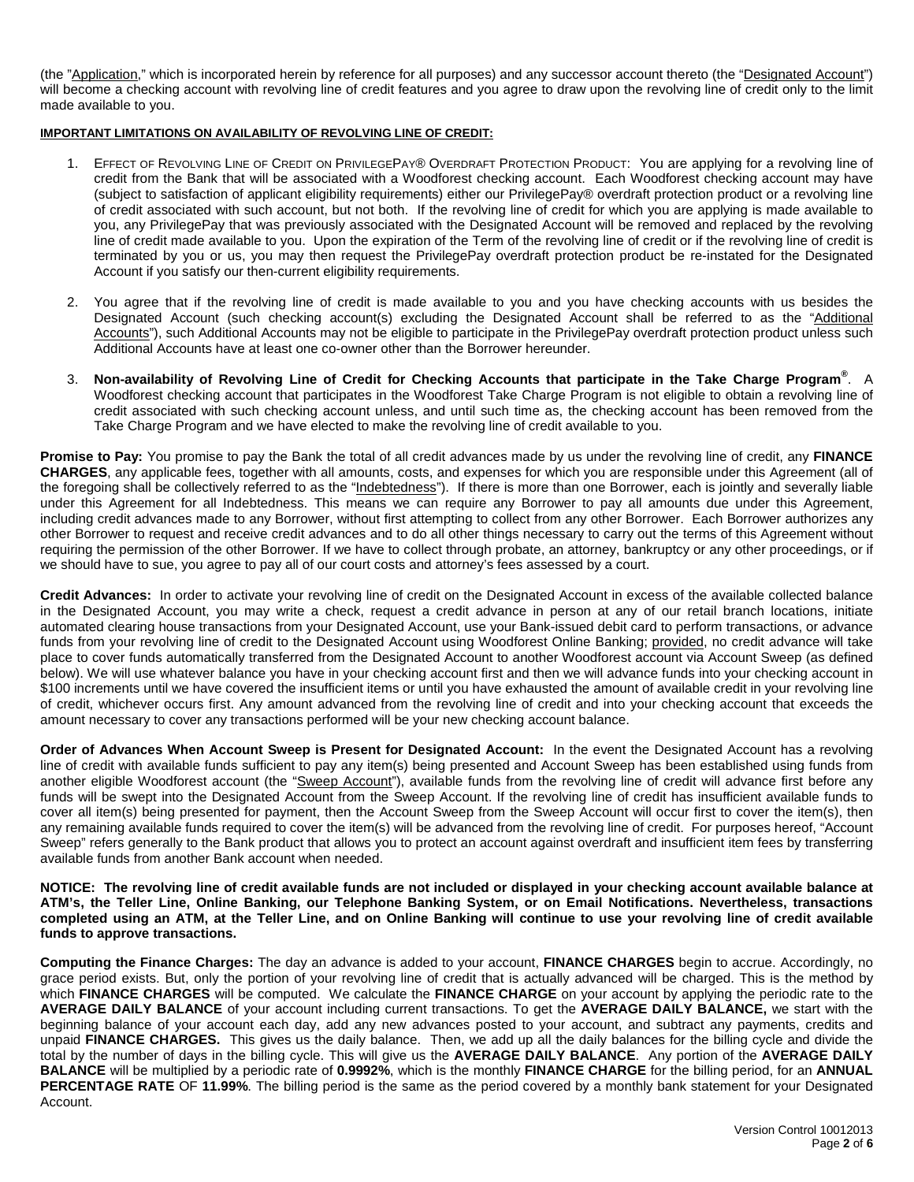(the "Application," which is incorporated herein by reference for all purposes) and any successor account thereto (the "Designated Account") will become a checking account with revolving line of credit features and you agree to draw upon the revolving line of credit only to the limit made available to you.

**IMPORTANT LIMITATIONS ON AVAILABILITY OF REVOLVING LINE OF CREDIT:**

1. EFFECT OF REVOLVING LINE OF CREDIT ON PRIVILEGEPAY® OVERDRAFT PROTECTION PRODUCT: You are applying for a revolving line of credit from the Bank that will be associated with a Woodforest checking account. Each Woodforest checking account may have (subject to satisfaction of applicant eligibility requirements) either our PrivilegePay® overdraft protection product or a revolving line of credit associated with such account, but not both. If the revolving line of credit for which you are applying is made available to you, any PrivilegePay that was previously associated with the Designated Account will be removed and replaced by the revolving line of credit made available to you. Upon the expiration of the Term of the revolving line of credit or if the revolving line of credit is terminated by you or us, you may then request the PrivilegePay overdraft protection product be re-instated for the Designated Account if you satisfy our then-current eligibility requirements.

2. You agree that if the revolving line of credit is made available to you and you have checking accounts with us besides the Designated Account (such checking account(s) excluding the Designated Account shall be referred to as the "Additional Accounts"), such Additional Accounts may not be eligible to participate in the PrivilegePay overdraft protection product unless such Additional Accounts have at least one co-owner other than the Borrower hereunder.

3. **Non-availability of Revolving Line of Credit for Checking Accounts that participate in the Take Charge Program®**. A Woodforest checking account that participates in the Woodforest Take Charge Program is not eligible to obtain a revolving line of credit associated with such checking account unless, and until such time as, the checking account has been removed from the Take Charge Program and we have elected to make the revolving line of credit available to you.

**Promise to Pay:** You promise to pay the Bank the total of all credit advances made by us under the revolving line of credit, any **FINANCE CHARGES**, any applicable fees, together with all amounts, costs, and expenses for which you are responsible under this Agreement (all of the foregoing shall be collectively referred to as the "Indebtedness"). If there is more than one Borrower, each is jointly and severally liable under this Agreement for all Indebtedness. This means we can require any Borrower to pay all amounts due under this Agreement, including credit advances made to any Borrower, without first attempting to collect from any other Borrower. Each Borrower authorizes any other Borrower to request and receive credit advances and to do all other things necessary to carry out the terms of this Agreement without requiring the permission of the other Borrower. If we have to collect through probate, an attorney, bankruptcy or any other proceedings, or if we should have to sue, you agree to pay all of our court costs and attorney's fees assessed by a court.

**Credit Advances:** In order to activate your revolving line of credit on the Designated Account in excess of the available collected balance in the Designated Account, you may write a check, request a credit advance in person at any of our retail branch locations, initiate automated clearing house transactions from your Designated Account, use your Bank-issued debit card to perform transactions, or advance funds from your revolving line of credit to the Designated Account using Woodforest Online Banking; provided, no credit advance will take place to cover funds automatically transferred from the Designated Account to another Woodforest account via Account Sweep (as defined below). We will use whatever balance you have in your checking account first and then we will advance funds into your checking account in $100 increments until we have covered the insufficient items or until you have exhausted the amount of available credit in your revolving line of credit, whichever occurs first. Any amount advanced from the revolving line of credit and into your checking account that exceeds the amount necessary to cover any transactions performed will be your new checking account balance.

**Order of Advances When Account Sweep is Present for Designated Account:** In the event the Designated Account has a revolving line of credit with available funds sufficient to pay any item(s) being presented and Account Sweep has been established using funds from another eligible Woodforest account (the "Sweep Account"), available funds from the revolving line of credit will advance first before any funds will be swept into the Designated Account from the Sweep Account. If the revolving line of credit has insufficient available funds to cover all item(s) being presented for payment, then the Account Sweep from the Sweep Account will occur first to cover the item(s), then any remaining available funds required to cover the item(s) will be advanced from the revolving line of credit. For purposes hereof, "Account Sweep" refers generally to the Bank product that allows you to protect an account against overdraft and insufficient item fees by transferring available funds from another Bank account when needed.

**NOTICE: The revolving line of credit available funds are not included or displayed in your checking account available balance at ATM's, the Teller Line, Online Banking, our Telephone Banking System, or on Email Notifications. Nevertheless, transactions completed using an ATM, at the Teller Line, and on Online Banking will continue to use your revolving line of credit available funds to approve transactions.**

**Computing the Finance Charges:** The day an advance is added to your account, **FINANCE CHARGES** begin to accrue. Accordingly, no grace period exists. But, only the portion of your revolving line of credit that is actually advanced will be charged. This is the method by which **FINANCE CHARGES** will be computed. We calculate the **FINANCE CHARGE** on your account by applying the periodic rate to the **AVERAGE DAILY BALANCE** of your account including current transactions. To get the **AVERAGE DAILY BALANCE,** we start with the beginning balance of your account each day, add any new advances posted to your account, and subtract any payments, credits and unpaid **FINANCE CHARGES.** This gives us the daily balance. Then, we add up all the daily balances for the billing cycle and divide the total by the number of days in the billing cycle. This will give us the **AVERAGE DAILY BALANCE**. Any portion of the **AVERAGE DAILY BALANCE** will be multiplied by a periodic rate of **0.9992%**, which is the monthly **FINANCE CHARGE** for the billing period, for an **ANNUAL PERCENTAGE RATE** OF **11.99%**. The billing period is the same as the period covered by a monthly bank statement for your Designated Account.

Version Control 10012013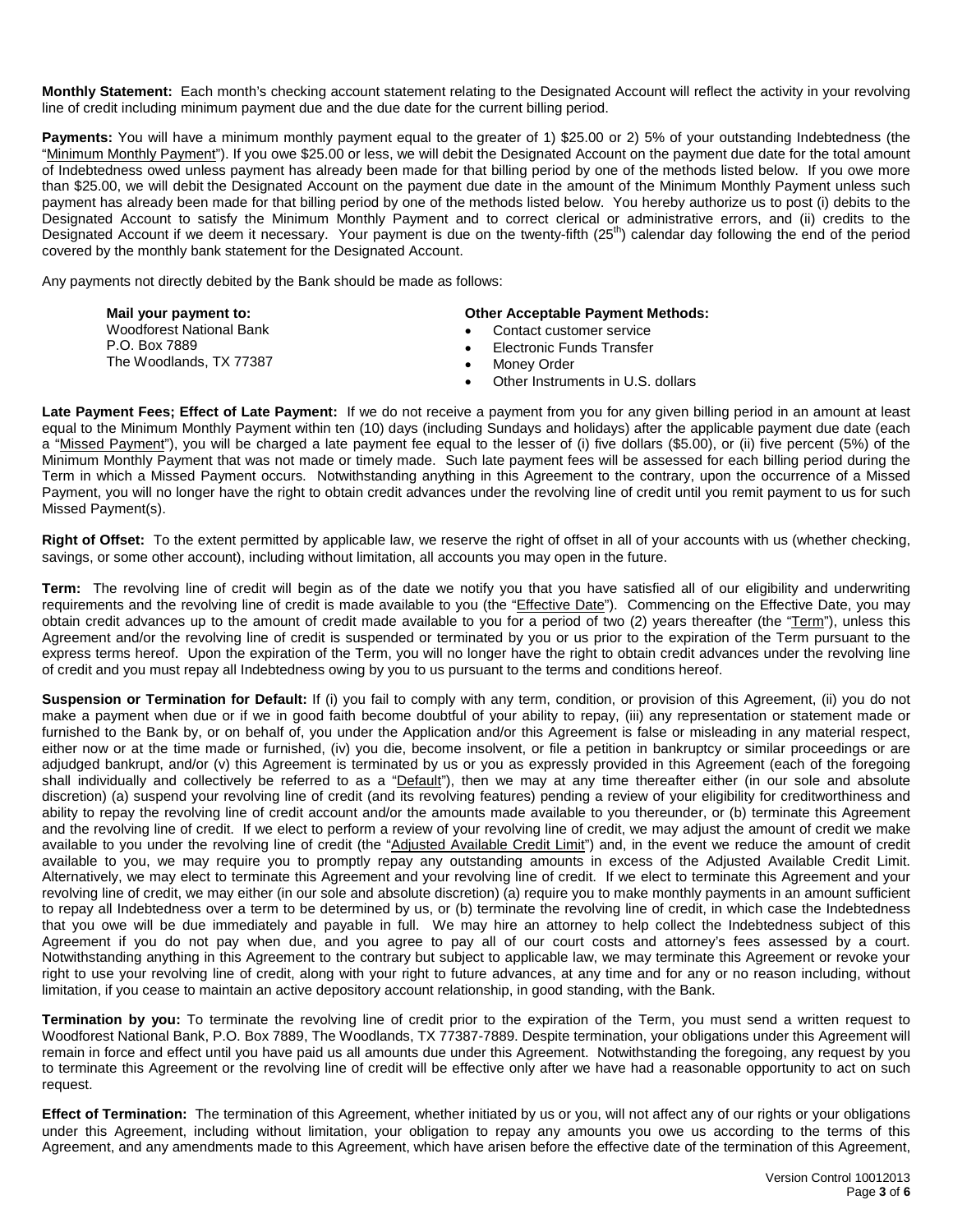**Monthly Statement:** Each month's checking account statement relating to the Designated Account will reflect the activity in your revolving line of credit including minimum payment due and the due date for the current billing period.

**Payments:** You will have a minimum monthly payment equal to the greater of 1) $25.00 or 2) 5% of your outstanding Indebtedness (the "Minimum Monthly Payment"). If you owe $25.00 or less, we will debit the Designated Account on the payment due date for the total amount of Indebtedness owed unless payment has already been made for that billing period by one of the methods listed below. If you owe more than $25.00, we will debit the Designated Account on the payment due date in the amount of the Minimum Monthly Payment unless such payment has already been made for that billing period by one of the methods listed below. You hereby authorize us to post (i) debits to the Designated Account to satisfy the Minimum Monthly Payment and to correct clerical or administrative errors, and (ii) credits to the Designated Account if we deem it necessary. Your payment is due on the twenty-fifth (25th) calendar day following the end of the period covered by the monthly bank statement for the Designated Account.

Any payments not directly debited by the Bank should be made as follows:

**Mail your payment to:**
Woodforest National Bank
P.O. Box 7889
The Woodlands, TX 77387

**Other Acceptable Payment Methods:**

- Contact customer service
- Electronic Funds Transfer
- Money Order
- Other Instruments in U.S. dollars

**Late Payment Fees; Effect of Late Payment:** If we do not receive a payment from you for any given billing period in an amount at least equal to the Minimum Monthly Payment within ten (10) days (including Sundays and holidays) after the applicable payment due date (each a "Missed Payment"), you will be charged a late payment fee equal to the lesser of (i) five dollars ($5.00), or (ii) five percent (5%) of the Minimum Monthly Payment that was not made or timely made. Such late payment fees will be assessed for each billing period during the Term in which a Missed Payment occurs. Notwithstanding anything in this Agreement to the contrary, upon the occurrence of a Missed Payment, you will no longer have the right to obtain credit advances under the revolving line of credit until you remit payment to us for such Missed Payment(s).

**Right of Offset:** To the extent permitted by applicable law, we reserve the right of offset in all of your accounts with us (whether checking, savings, or some other account), including without limitation, all accounts you may open in the future.

**Term:** The revolving line of credit will begin as of the date we notify you that you have satisfied all of our eligibility and underwriting requirements and the revolving line of credit is made available to you (the "Effective Date"). Commencing on the Effective Date, you may obtain credit advances up to the amount of credit made available to you for a period of two (2) years thereafter (the "Term"), unless this Agreement and/or the revolving line of credit is suspended or terminated by you or us prior to the expiration of the Term pursuant to the express terms hereof. Upon the expiration of the Term, you will no longer have the right to obtain credit advances under the revolving line of credit and you must repay all Indebtedness owing by you to us pursuant to the terms and conditions hereof.

**Suspension or Termination for Default:** If (i) you fail to comply with any term, condition, or provision of this Agreement, (ii) you do not make a payment when due or if we in good faith become doubtful of your ability to repay, (iii) any representation or statement made or furnished to the Bank by, or on behalf of, you under the Application and/or this Agreement is false or misleading in any material respect, either now or at the time made or furnished, (iv) you die, become insolvent, or file a petition in bankruptcy or similar proceedings or are adjudged bankrupt, and/or (v) this Agreement is terminated by us or you as expressly provided in this Agreement (each of the foregoing shall individually and collectively be referred to as a "Default"), then we may at any time thereafter either (in our sole and absolute discretion) (a) suspend your revolving line of credit (and its revolving features) pending a review of your eligibility for creditworthiness and ability to repay the revolving line of credit account and/or the amounts made available to you thereunder, or (b) terminate this Agreement and the revolving line of credit. If we elect to perform a review of your revolving line of credit, we may adjust the amount of credit we make available to you under the revolving line of credit (the "Adjusted Available Credit Limit") and, in the event we reduce the amount of credit available to you, we may require you to promptly repay any outstanding amounts in excess of the Adjusted Available Credit Limit. Alternatively, we may elect to terminate this Agreement and your revolving line of credit. If we elect to terminate this Agreement and your revolving line of credit, we may either (in our sole and absolute discretion) (a) require you to make monthly payments in an amount sufficient to repay all Indebtedness over a term to be determined by us, or (b) terminate the revolving line of credit, in which case the Indebtedness that you owe will be due immediately and payable in full. We may hire an attorney to help collect the Indebtedness subject of this Agreement if you do not pay when due, and you agree to pay all of our court costs and attorney's fees assessed by a court. Notwithstanding anything in this Agreement to the contrary but subject to applicable law, we may terminate this Agreement or revoke your right to use your revolving line of credit, along with your right to future advances, at any time and for any or no reason including, without limitation, if you cease to maintain an active depository account relationship, in good standing, with the Bank.

**Termination by you:** To terminate the revolving line of credit prior to the expiration of the Term, you must send a written request to Woodforest National Bank, P.O. Box 7889, The Woodlands, TX 77387-7889. Despite termination, your obligations under this Agreement will remain in force and effect until you have paid us all amounts due under this Agreement. Notwithstanding the foregoing, any request by you to terminate this Agreement or the revolving line of credit will be effective only after we have had a reasonable opportunity to act on such request.

**Effect of Termination:** The termination of this Agreement, whether initiated by us or you, will not affect any of our rights or your obligations under this Agreement, including without limitation, your obligation to repay any amounts you owe us according to the terms of this Agreement, and any amendments made to this Agreement, which have arisen before the effective date of the termination of this Agreement,

Version Control 10012013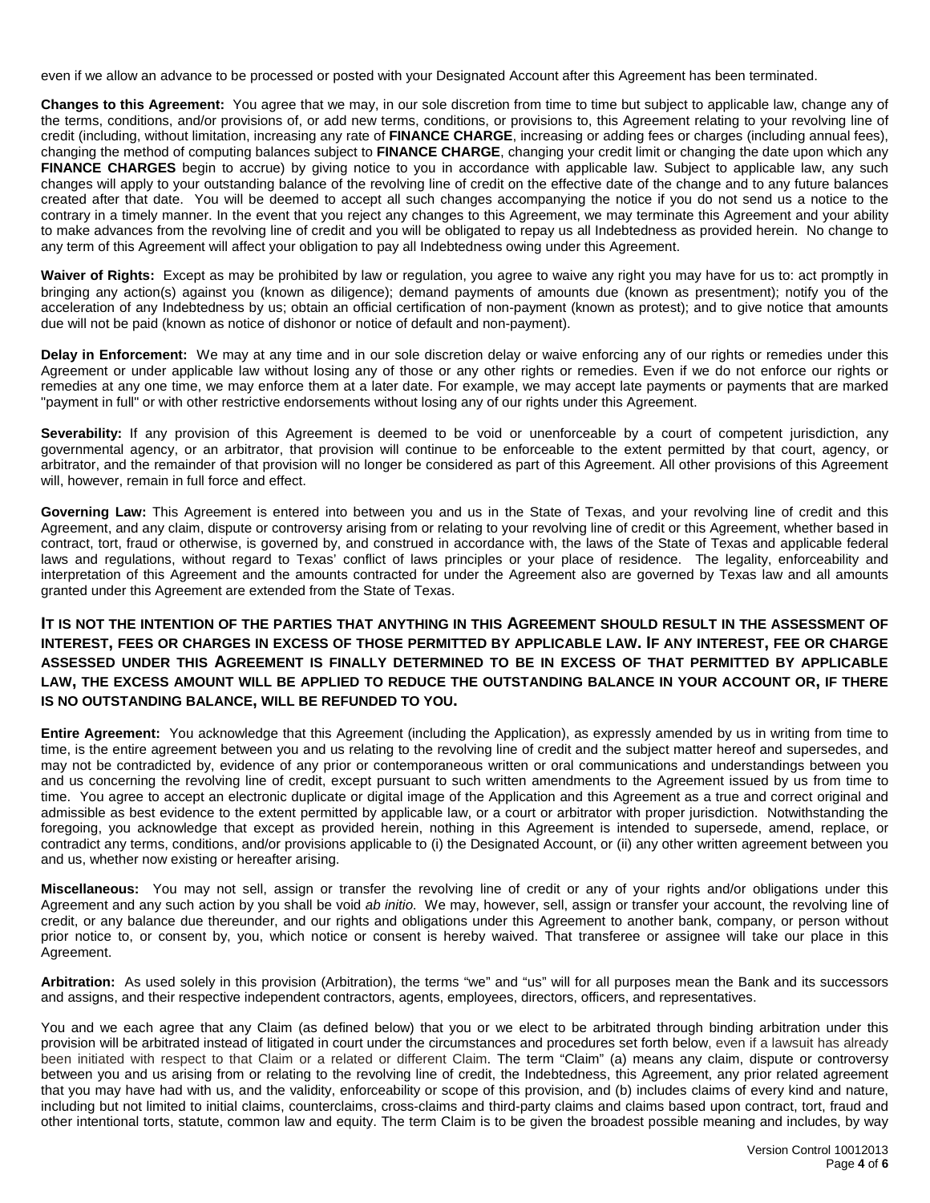even if we allow an advance to be processed or posted with your Designated Account after this Agreement has been terminated.

**Changes to this Agreement:** You agree that we may, in our sole discretion from time to time but subject to applicable law, change any of the terms, conditions, and/or provisions of, or add new terms, conditions, or provisions to, this Agreement relating to your revolving line of credit (including, without limitation, increasing any rate of **FINANCE CHARGE**, increasing or adding fees or charges (including annual fees), changing the method of computing balances subject to **FINANCE CHARGE**, changing your credit limit or changing the date upon which any **FINANCE CHARGES** begin to accrue) by giving notice to you in accordance with applicable law. Subject to applicable law, any such changes will apply to your outstanding balance of the revolving line of credit on the effective date of the change and to any future balances created after that date. You will be deemed to accept all such changes accompanying the notice if you do not send us a notice to the contrary in a timely manner. In the event that you reject any changes to this Agreement, we may terminate this Agreement and your ability to make advances from the revolving line of credit and you will be obligated to repay us all Indebtedness as provided herein. No change to any term of this Agreement will affect your obligation to pay all Indebtedness owing under this Agreement.

**Waiver of Rights:** Except as may be prohibited by law or regulation, you agree to waive any right you may have for us to: act promptly in bringing any action(s) against you (known as diligence); demand payments of amounts due (known as presentment); notify you of the acceleration of any Indebtedness by us; obtain an official certification of non-payment (known as protest); and to give notice that amounts due will not be paid (known as notice of dishonor or notice of default and non-payment).

**Delay in Enforcement:** We may at any time and in our sole discretion delay or waive enforcing any of our rights or remedies under this Agreement or under applicable law without losing any of those or any other rights or remedies. Even if we do not enforce our rights or remedies at any one time, we may enforce them at a later date. For example, we may accept late payments or payments that are marked "payment in full" or with other restrictive endorsements without losing any of our rights under this Agreement.

**Severability:** If any provision of this Agreement is deemed to be void or unenforceable by a court of competent jurisdiction, any governmental agency, or an arbitrator, that provision will continue to be enforceable to the extent permitted by that court, agency, or arbitrator, and the remainder of that provision will no longer be considered as part of this Agreement. All other provisions of this Agreement will, however, remain in full force and effect.

**Governing Law:** This Agreement is entered into between you and us in the State of Texas, and your revolving line of credit and this Agreement, and any claim, dispute or controversy arising from or relating to your revolving line of credit or this Agreement, whether based in contract, tort, fraud or otherwise, is governed by, and construed in accordance with, the laws of the State of Texas and applicable federal laws and regulations, without regard to Texas' conflict of laws principles or your place of residence. The legality, enforceability and interpretation of this Agreement and the amounts contracted for under the Agreement also are governed by Texas law and all amounts granted under this Agreement are extended from the State of Texas.

**IT IS NOT THE INTENTION OF THE PARTIES THAT ANYTHING IN THIS AGREEMENT SHOULD RESULT IN THE ASSESSMENT OF INTEREST, FEES OR CHARGES IN EXCESS OF THOSE PERMITTED BY APPLICABLE LAW. IF ANY INTEREST, FEE OR CHARGE ASSESSED UNDER THIS AGREEMENT IS FINALLY DETERMINED TO BE IN EXCESS OF THAT PERMITTED BY APPLICABLE LAW, THE EXCESS AMOUNT WILL BE APPLIED TO REDUCE THE OUTSTANDING BALANCE IN YOUR ACCOUNT OR, IF THERE IS NO OUTSTANDING BALANCE, WILL BE REFUNDED TO YOU.**

**Entire Agreement:** You acknowledge that this Agreement (including the Application), as expressly amended by us in writing from time to time, is the entire agreement between you and us relating to the revolving line of credit and the subject matter hereof and supersedes, and may not be contradicted by, evidence of any prior or contemporaneous written or oral communications and understandings between you and us concerning the revolving line of credit, except pursuant to such written amendments to the Agreement issued by us from time to time. You agree to accept an electronic duplicate or digital image of the Application and this Agreement as a true and correct original and admissible as best evidence to the extent permitted by applicable law, or a court or arbitrator with proper jurisdiction. Notwithstanding the foregoing, you acknowledge that except as provided herein, nothing in this Agreement is intended to supersede, amend, replace, or contradict any terms, conditions, and/or provisions applicable to (i) the Designated Account, or (ii) any other written agreement between you and us, whether now existing or hereafter arising.

**Miscellaneous:** You may not sell, assign or transfer the revolving line of credit or any of your rights and/or obligations under this Agreement and any such action by you shall be void *ab initio*. We may, however, sell, assign or transfer your account, the revolving line of credit, or any balance due thereunder, and our rights and obligations under this Agreement to another bank, company, or person without prior notice to, or consent by, you, which notice or consent is hereby waived. That transferee or assignee will take our place in this Agreement.

**Arbitration:** As used solely in this provision (Arbitration), the terms "we" and "us" will for all purposes mean the Bank and its successors and assigns, and their respective independent contractors, agents, employees, directors, officers, and representatives.

You and we each agree that any Claim (as defined below) that you or we elect to be arbitrated through binding arbitration under this provision will be arbitrated instead of litigated in court under the circumstances and procedures set forth below, even if a lawsuit has already been initiated with respect to that Claim or a related or different Claim. The term "Claim" (a) means any claim, dispute or controversy between you and us arising from or relating to the revolving line of credit, the Indebtedness, this Agreement, any prior related agreement that you may have had with us, and the validity, enforceability or scope of this provision, and (b) includes claims of every kind and nature, including but not limited to initial claims, counterclaims, cross-claims and third-party claims and claims based upon contract, tort, fraud and other intentional torts, statute, common law and equity. The term Claim is to be given the broadest possible meaning and includes, by way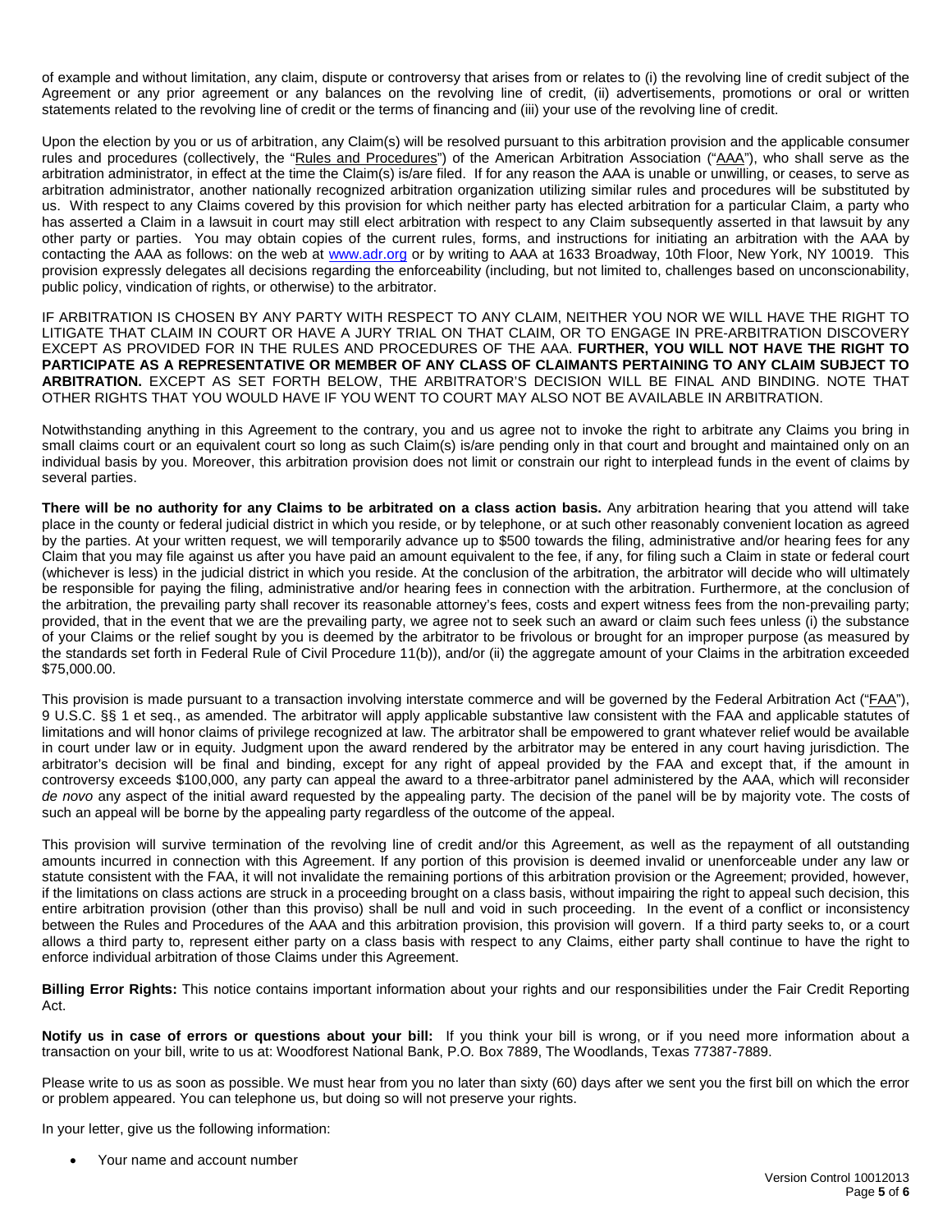of example and without limitation, any claim, dispute or controversy that arises from or relates to (i) the revolving line of credit subject of the Agreement or any prior agreement or any balances on the revolving line of credit, (ii) advertisements, promotions or oral or written statements related to the revolving line of credit or the terms of financing and (iii) your use of the revolving line of credit.

Upon the election by you or us of arbitration, any Claim(s) will be resolved pursuant to this arbitration provision and the applicable consumer rules and procedures (collectively, the "Rules and Procedures") of the American Arbitration Association ("AAA"), who shall serve as the arbitration administrator, in effect at the time the Claim(s) is/are filed. If for any reason the AAA is unable or unwilling, or ceases, to serve as arbitration administrator, another nationally recognized arbitration organization utilizing similar rules and procedures will be substituted by us. With respect to any Claims covered by this provision for which neither party has elected arbitration for a particular Claim, a party who has asserted a Claim in a lawsuit in court may still elect arbitration with respect to any Claim subsequently asserted in that lawsuit by any other party or parties. You may obtain copies of the current rules, forms, and instructions for initiating an arbitration with the AAA by contacting the AAA as follows: on the web at www.adr.org or by writing to AAA at 1633 Broadway, 10th Floor, New York, NY 10019. This provision expressly delegates all decisions regarding the enforceability (including, but not limited to, challenges based on unconscionability, public policy, vindication of rights, or otherwise) to the arbitrator.

IF ARBITRATION IS CHOSEN BY ANY PARTY WITH RESPECT TO ANY CLAIM, NEITHER YOU NOR WE WILL HAVE THE RIGHT TO LITIGATE THAT CLAIM IN COURT OR HAVE A JURY TRIAL ON THAT CLAIM, OR TO ENGAGE IN PRE-ARBITRATION DISCOVERY EXCEPT AS PROVIDED FOR IN THE RULES AND PROCEDURES OF THE AAA. **FURTHER, YOU WILL NOT HAVE THE RIGHT TO PARTICIPATE AS A REPRESENTATIVE OR MEMBER OF ANY CLASS OF CLAIMANTS PERTAINING TO ANY CLAIM SUBJECT TO ARBITRATION.** EXCEPT AS SET FORTH BELOW, THE ARBITRATOR'S DECISION WILL BE FINAL AND BINDING. NOTE THAT OTHER RIGHTS THAT YOU WOULD HAVE IF YOU WENT TO COURT MAY ALSO NOT BE AVAILABLE IN ARBITRATION.

Notwithstanding anything in this Agreement to the contrary, you and us agree not to invoke the right to arbitrate any Claims you bring in small claims court or an equivalent court so long as such Claim(s) is/are pending only in that court and brought and maintained only on an individual basis by you. Moreover, this arbitration provision does not limit or constrain our right to interplead funds in the event of claims by several parties.

**There will be no authority for any Claims to be arbitrated on a class action basis.** Any arbitration hearing that you attend will take place in the county or federal judicial district in which you reside, or by telephone, or at such other reasonably convenient location as agreed by the parties. At your written request, we will temporarily advance up to $500 towards the filing, administrative and/or hearing fees for any Claim that you may file against us after you have paid an amount equivalent to the fee, if any, for filing such a Claim in state or federal court (whichever is less) in the judicial district in which you reside. At the conclusion of the arbitration, the arbitrator will decide who will ultimately be responsible for paying the filing, administrative and/or hearing fees in connection with the arbitration. Furthermore, at the conclusion of the arbitration, the prevailing party shall recover its reasonable attorney's fees, costs and expert witness fees from the non-prevailing party; provided, that in the event that we are the prevailing party, we agree not to seek such an award or claim such fees unless (i) the substance of your Claims or the relief sought by you is deemed by the arbitrator to be frivolous or brought for an improper purpose (as measured by the standards set forth in Federal Rule of Civil Procedure 11(b)), and/or (ii) the aggregate amount of your Claims in the arbitration exceeded $75,000.00.

This provision is made pursuant to a transaction involving interstate commerce and will be governed by the Federal Arbitration Act ("FAA"), 9 U.S.C. §§ 1 et seq., as amended. The arbitrator will apply applicable substantive law consistent with the FAA and applicable statutes of limitations and will honor claims of privilege recognized at law. The arbitrator shall be empowered to grant whatever relief would be available in court under law or in equity. Judgment upon the award rendered by the arbitrator may be entered in any court having jurisdiction. The arbitrator's decision will be final and binding, except for any right of appeal provided by the FAA and except that, if the amount in controversy exceeds $100,000, any party can appeal the award to a three-arbitrator panel administered by the AAA, which will reconsider *de novo* any aspect of the initial award requested by the appealing party. The decision of the panel will be by majority vote. The costs of such an appeal will be borne by the appealing party regardless of the outcome of the appeal.

This provision will survive termination of the revolving line of credit and/or this Agreement, as well as the repayment of all outstanding amounts incurred in connection with this Agreement. If any portion of this provision is deemed invalid or unenforceable under any law or statute consistent with the FAA, it will not invalidate the remaining portions of this arbitration provision or the Agreement; provided, however, if the limitations on class actions are struck in a proceeding brought on a class basis, without impairing the right to appeal such decision, this entire arbitration provision (other than this proviso) shall be null and void in such proceeding. In the event of a conflict or inconsistency between the Rules and Procedures of the AAA and this arbitration provision, this provision will govern. If a third party seeks to, or a court allows a third party to, represent either party on a class basis with respect to any Claims, either party shall continue to have the right to enforce individual arbitration of those Claims under this Agreement.

**Billing Error Rights:** This notice contains important information about your rights and our responsibilities under the Fair Credit Reporting Act.

**Notify us in case of errors or questions about your bill:** If you think your bill is wrong, or if you need more information about a transaction on your bill, write to us at: Woodforest National Bank, P.O. Box 7889, The Woodlands, Texas 77387-7889.

Please write to us as soon as possible. We must hear from you no later than sixty (60) days after we sent you the first bill on which the error or problem appeared. You can telephone us, but doing so will not preserve your rights.

In your letter, give us the following information:

- Your name and account number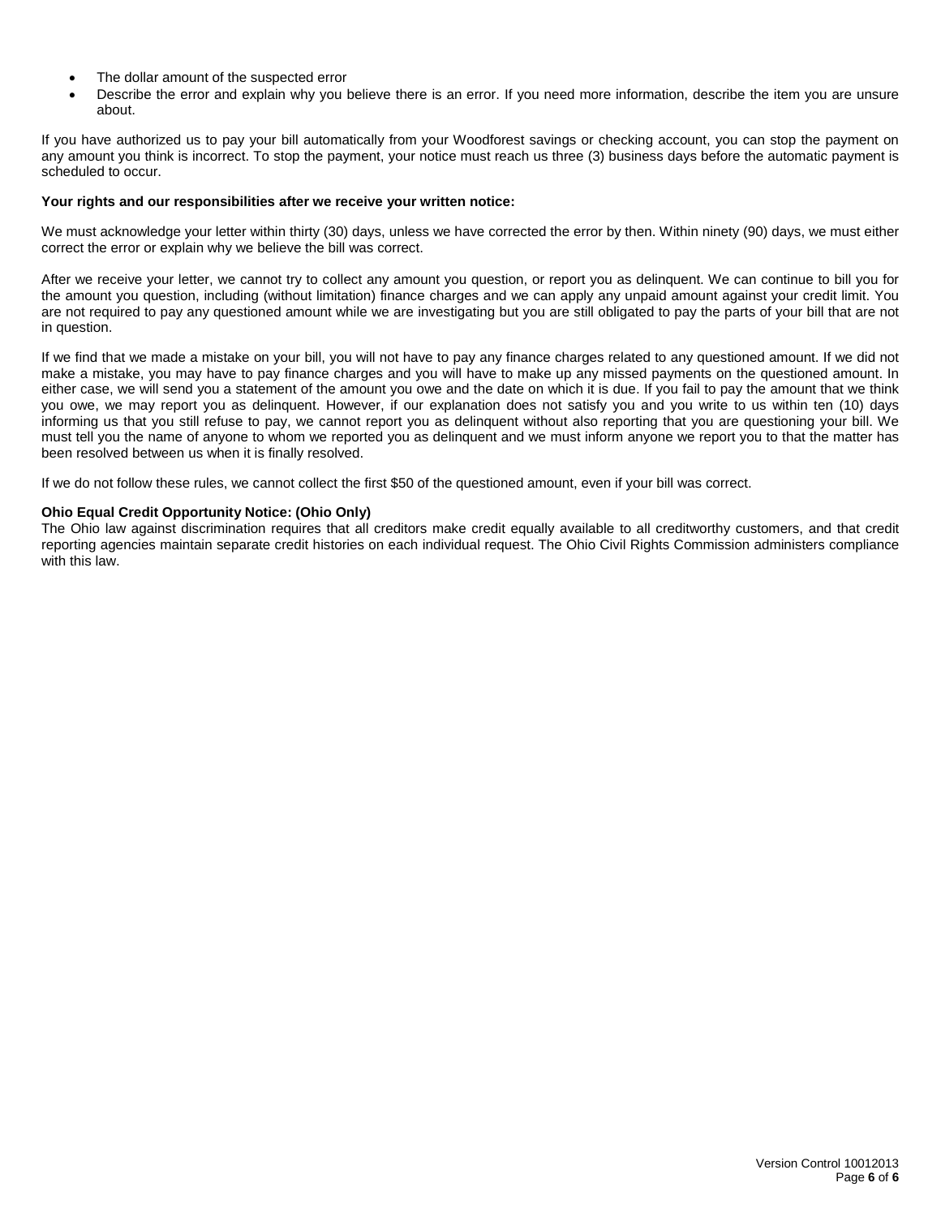- The dollar amount of the suspected error
- Describe the error and explain why you believe there is an error. If you need more information, describe the item you are unsure about.

If you have authorized us to pay your bill automatically from your Woodforest savings or checking account, you can stop the payment on any amount you think is incorrect. To stop the payment, your notice must reach us three (3) business days before the automatic payment is scheduled to occur.

**Your rights and our responsibilities after we receive your written notice:**

We must acknowledge your letter within thirty (30) days, unless we have corrected the error by then. Within ninety (90) days, we must either correct the error or explain why we believe the bill was correct.

After we receive your letter, we cannot try to collect any amount you question, or report you as delinquent. We can continue to bill you for the amount you question, including (without limitation) finance charges and we can apply any unpaid amount against your credit limit. You are not required to pay any questioned amount while we are investigating but you are still obligated to pay the parts of your bill that are not in question.

If we find that we made a mistake on your bill, you will not have to pay any finance charges related to any questioned amount. If we did not make a mistake, you may have to pay finance charges and you will have to make up any missed payments on the questioned amount. In either case, we will send you a statement of the amount you owe and the date on which it is due. If you fail to pay the amount that we think you owe, we may report you as delinquent. However, if our explanation does not satisfy you and you write to us within ten (10) days informing us that you still refuse to pay, we cannot report you as delinquent without also reporting that you are questioning your bill. We must tell you the name of anyone to whom we reported you as delinquent and we must inform anyone we report you to that the matter has been resolved between us when it is finally resolved.

If we do not follow these rules, we cannot collect the first $50 of the questioned amount, even if your bill was correct.

**Ohio Equal Credit Opportunity Notice: (Ohio Only)**

The Ohio law against discrimination requires that all creditors make credit equally available to all creditworthy customers, and that credit reporting agencies maintain separate credit histories on each individual request. The Ohio Civil Rights Commission administers compliance with this law.

Version Control 10012013